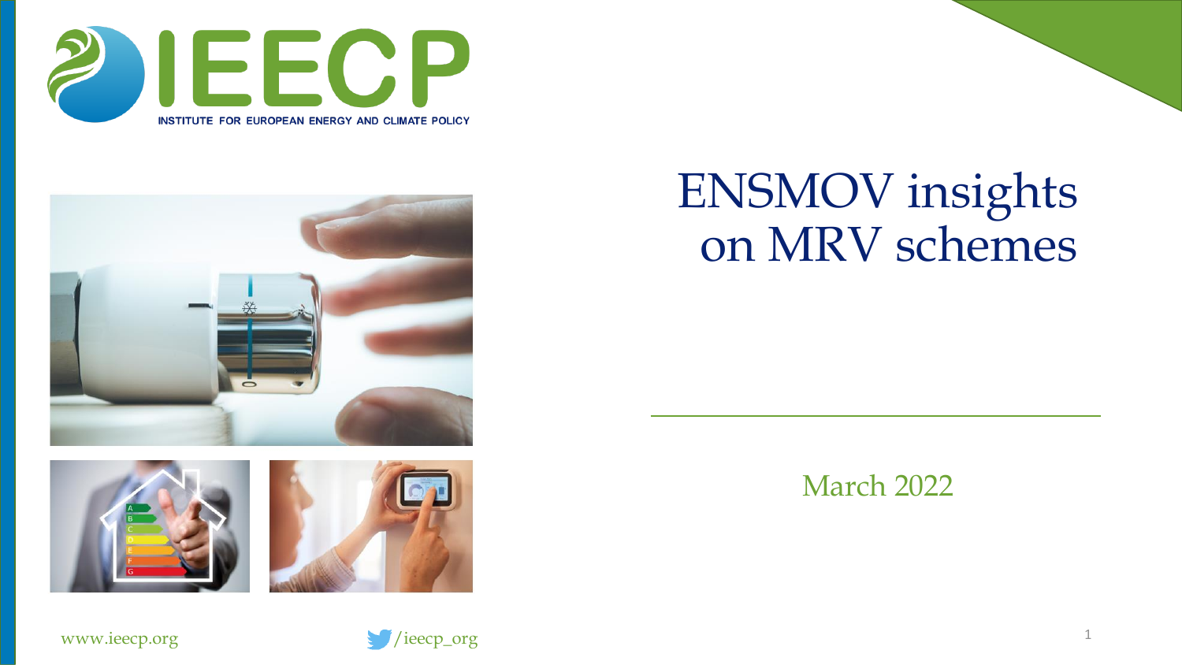IEECP

INSTITUTE FOR EUROPEAN ENERGY AND CLIMATE POLICY

# ENSMOV insights on MRV schemes

March 2022

www.ieecp.org

/ieecp_org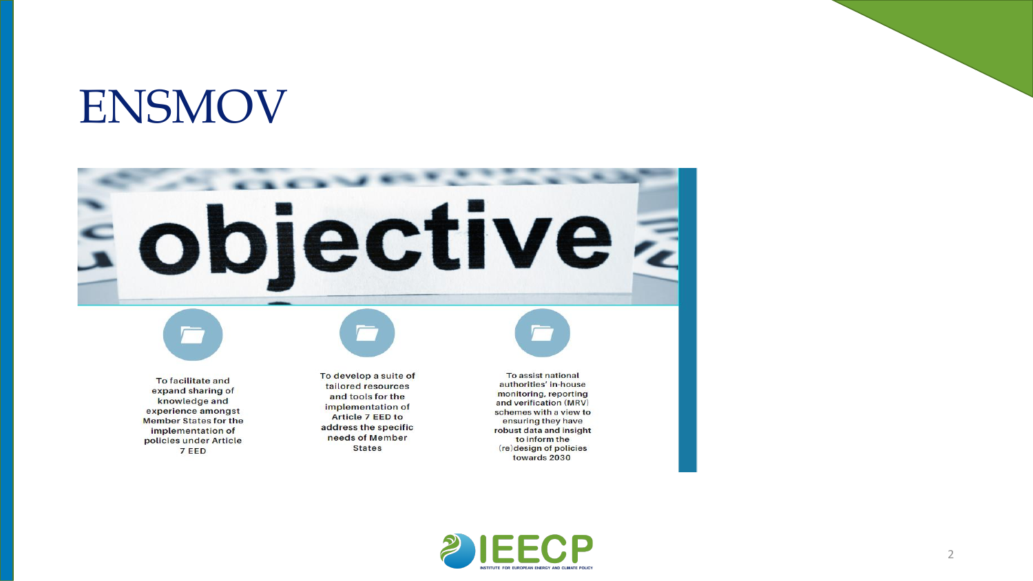# ENSMOV

objective

To facilitate and expand sharing of knowledge and experience amongst Member States for the implementation of policies under Article 7 EED

To develop a suite of tailored resources and tools for the implementation of Article 7 EED to address the specific needs of Member States

To assist national authorities' in-house monitoring, reporting and verification (MRV) schemes with a view to ensuring they have robust data and insight to inform the (re)design of policies towards 2030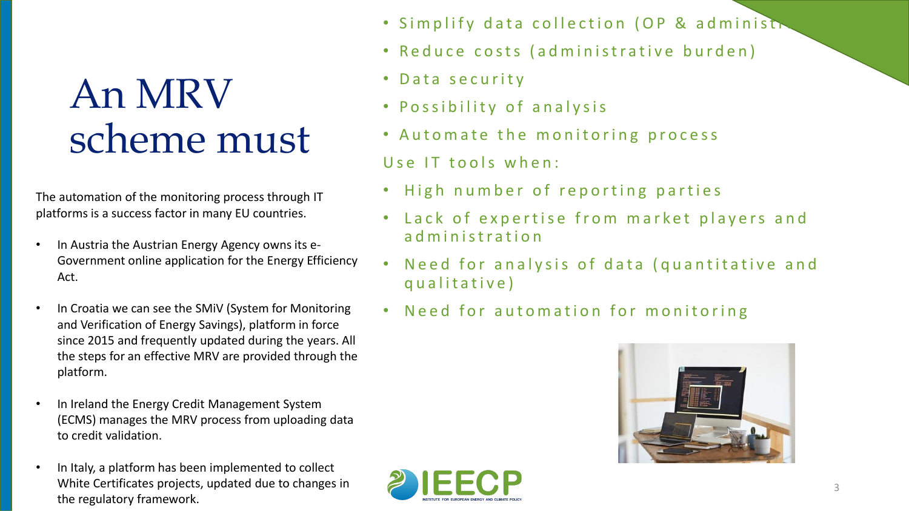# An MRV scheme must

The automation of the monitoring process through IT platforms is a success factor in many EU countries.

- In Austria the Austrian Energy Agency owns its e-Government online application for the Energy Efficiency Act.
- In Croatia we can see the SMiV (System for Monitoring and Verification of Energy Savings), platform in force since 2015 and frequently updated during the years. All the steps for an effective MRV are provided through the platform.
- In Ireland the Energy Credit Management System (ECMS) manages the MRV process from uploading data to credit validation.
- In Italy, a platform has been implemented to collect White Certificates projects, updated due to changes in the regulatory framework.

- Simplify data collection (OP & administr
- Reduce costs (administrative burden)
- Data security
- Possibility of analysis
- Automate the monitoring process

Use IT tools when:

- High number of reporting parties
- Lack of expertise from market players and administration
- Need for analysis of data (quantitative and qualitative)
- Need for automation for monitoring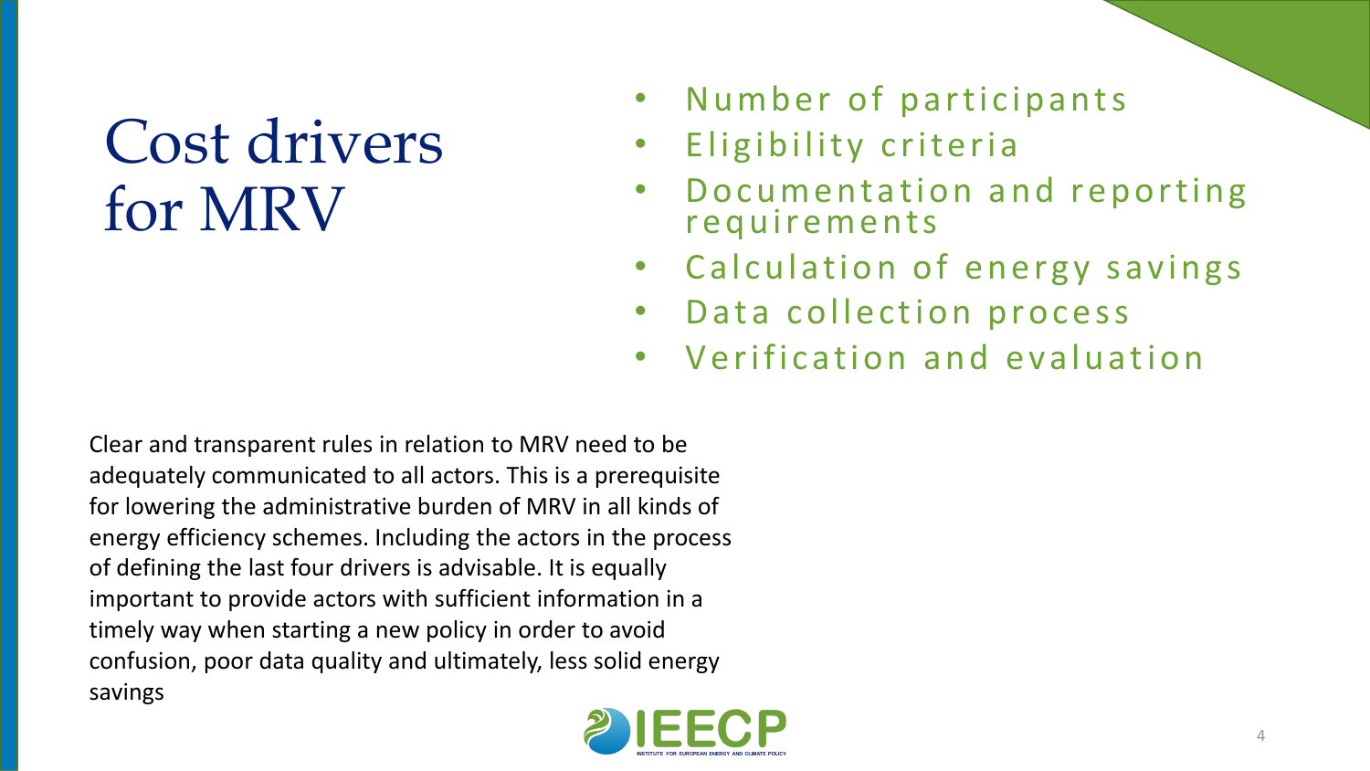# Cost drivers for MRV

- Number of participants
- Eligibility criteria
- Documentation and reporting requirements
- Calculation of energy savings
- Data collection process
- Verification and evaluation

Clear and transparent rules in relation to MRV need to be adequately communicated to all actors. This is a prerequisite for lowering the administrative burden of MRV in all kinds of energy efficiency schemes. Including the actors in the process of defining the last four drivers is advisable. It is equally important to provide actors with sufficient information in a timely way when starting a new policy in order to avoid confusion, poor data quality and ultimately, less solid energy savings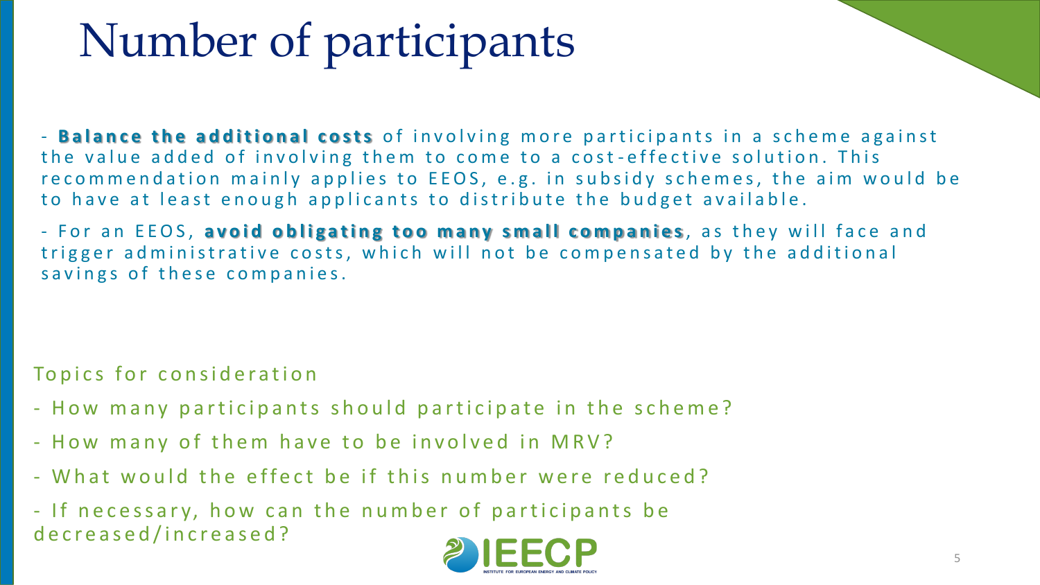# Number of participants

- **Balance the additional costs** of involving more participants in a scheme against the value added of involving them to come to a cost-effective solution. This recommendation mainly applies to EEOS, e.g. in subsidy schemes, the aim would be to have at least enough applicants to distribute the budget available.

- For an EEOS, **avoid obligating too many small companies**, as they will face and trigger administrative costs, which will not be compensated by the additional savings of these companies.

Topics for consideration

- How many participants should participate in the scheme?
- How many of them have to be involved in MRV?
- What would the effect be if this number were reduced?
- If necessary, how can the number of participants be decreased/increased?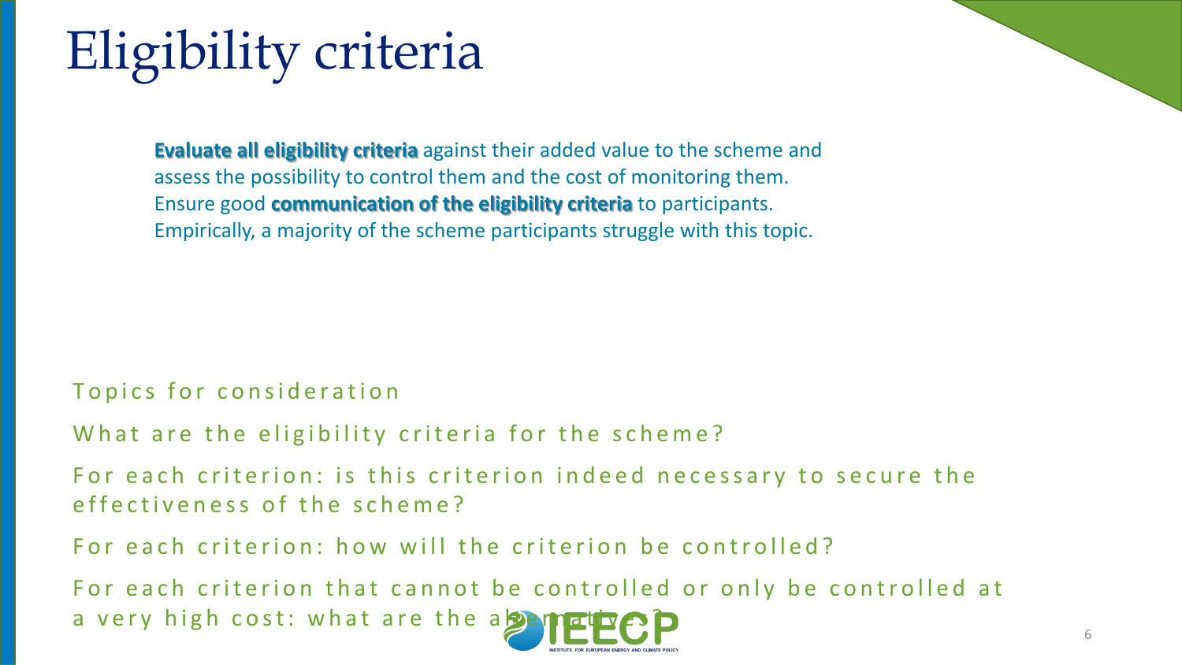# Eligibility criteria

**Evaluate all eligibility criteria** against their added value to the scheme and assess the possibility to control them and the cost of monitoring them. Ensure good **communication of the eligibility criteria** to participants. Empirically, a majority of the scheme participants struggle with this topic.

Topics for consideration

What are the eligibility criteria for the scheme?

For each criterion: is this criterion indeed necessary to secure the effectiveness of the scheme?

For each criterion: how will the criterion be controlled?

For each criterion that cannot be controlled or only be controlled at a very high cost: what are the alternatives?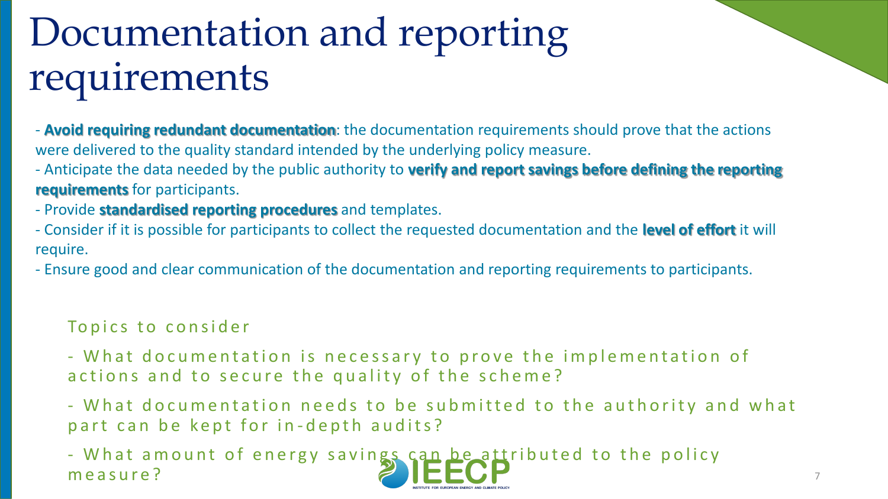# Documentation and reporting requirements

- **Avoid requiring redundant documentation**: the documentation requirements should prove that the actions were delivered to the quality standard intended by the underlying policy measure.
- Anticipate the data needed by the public authority to **verify and report savings before defining the reporting requirements** for participants.
- Provide **standardised reporting procedures** and templates.
- Consider if it is possible for participants to collect the requested documentation and the **level of effort** it will require.
- Ensure good and clear communication of the documentation and reporting requirements to participants.

Topics to consider

- What documentation is necessary to prove the implementation of actions and to secure the quality of the scheme?
- What documentation needs to be submitted to the authority and what part can be kept for in-depth audits?
- What amount of energy savings can be attributed to the policy measure?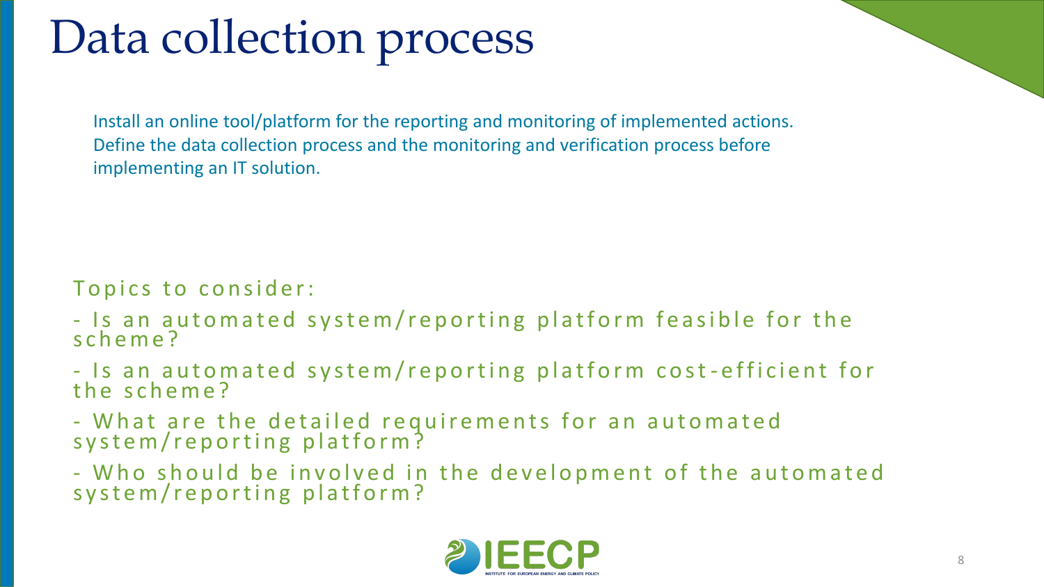# Data collection process

Install an online tool/platform for the reporting and monitoring of implemented actions. Define the data collection process and the monitoring and verification process before implementing an IT solution.

Topics to consider:

- Is an automated system/reporting platform feasible for the scheme?
- Is an automated system/reporting platform cost-efficient for the scheme?
- What are the detailed requirements for an automated system/reporting platform?
- Who should be involved in the development of the automated system/reporting platform?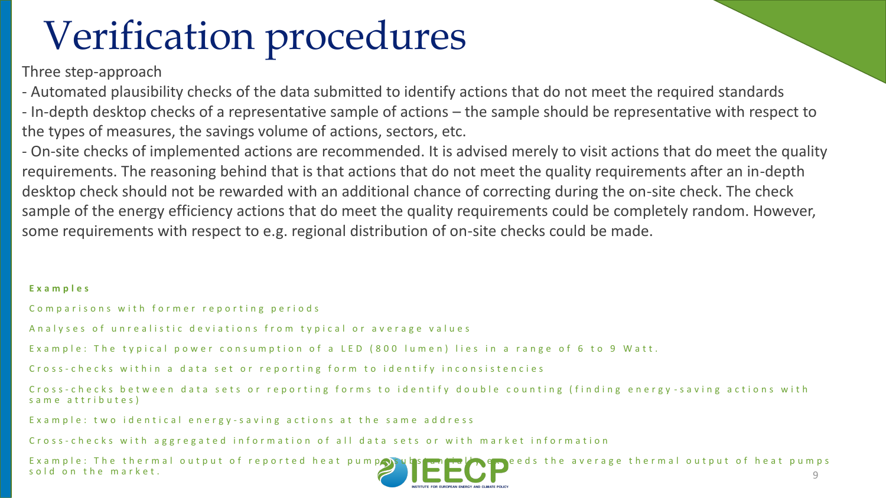# Verification procedures

Three step-approach

- Automated plausibility checks of the data submitted to identify actions that do not meet the required standards
- In-depth desktop checks of a representative sample of actions – the sample should be representative with respect to the types of measures, the savings volume of actions, sectors, etc.
- On-site checks of implemented actions are recommended. It is advised merely to visit actions that do meet the quality requirements. The reasoning behind that is that actions that do not meet the quality requirements after an in-depth desktop check should not be rewarded with an additional chance of correcting during the on-site check. The check sample of the energy efficiency actions that do meet the quality requirements could be completely random. However, some requirements with respect to e.g. regional distribution of on-site checks could be made.

**Examples**

Comparisons with former reporting periods

Analyses of unrealistic deviations from typical or average values

Example: The typical power consumption of a LED (800 lumen) lies in a range of 6 to 9 Watt.

Cross-checks within a data set or reporting form to identify inconsistencies

Cross-checks between data sets or reporting forms to identify double counting (finding energy-saving actions with same attributes)

Example: two identical energy-saving actions at the same address

Cross-checks with aggregated information of all data sets or with market information

Example: The thermal output of reported heat pumps substantially exceeds the average thermal output of heat pumps sold on the market.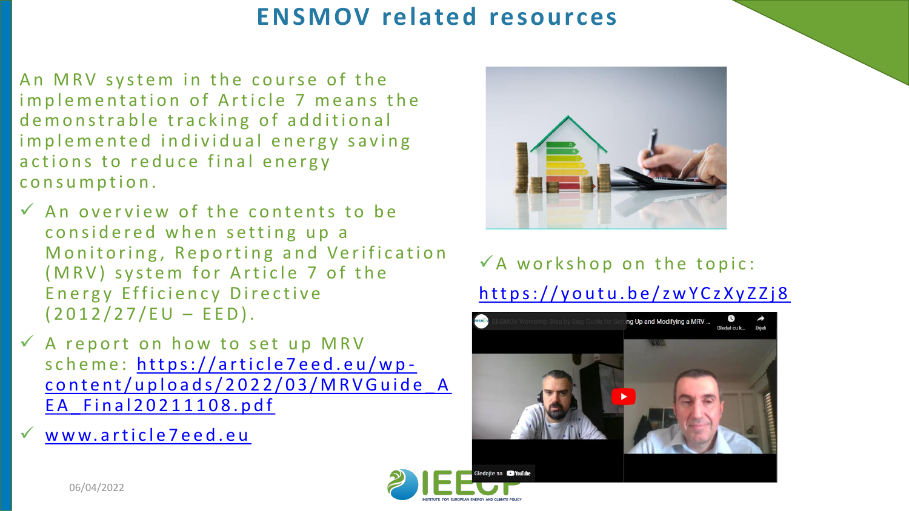# ENSMOV related resources

An MRV system in the course of the implementation of Article 7 means the demonstrable tracking of additional implemented individual energy saving actions to reduce final energy consumption.

- ✓ An overview of the contents to be considered when setting up a Monitoring, Reporting and Verification (MRV) system for Article 7 of the Energy Efficiency Directive (2012/27/EU – EED).
- ✓ A report on how to set up MRV scheme: https://article7eed.eu/wp-content/uploads/2022/03/MRVGuide_AEA_Final20211108.pdf
- ✓ www.article7eed.eu

✓ A workshop on the topic: https://youtu.be/zwYCzXyZZj8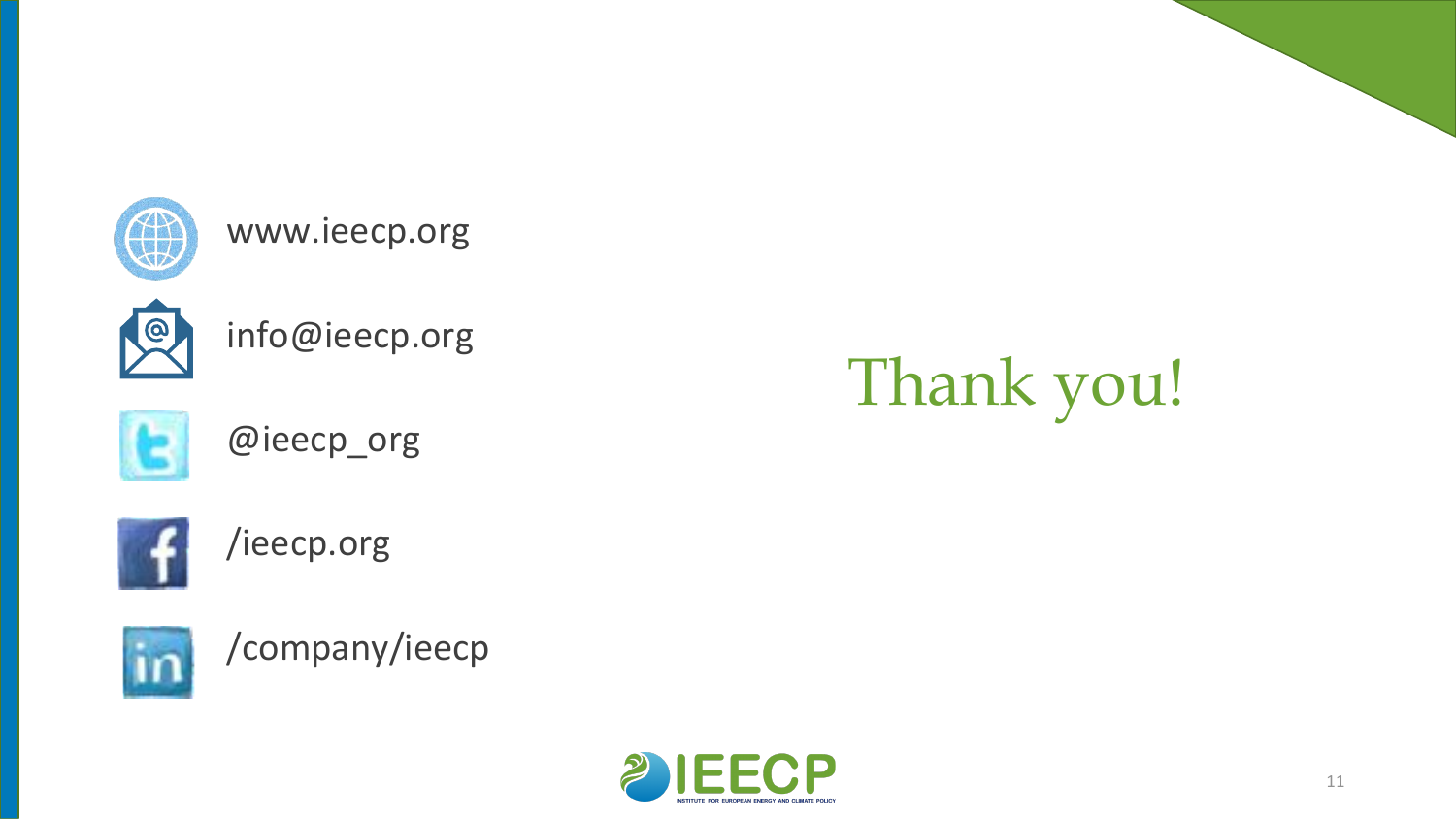www.ieecp.org

info@ieecp.org

@ieecp_org

/ieecp.org

/company/ieecp

# Thank you!

IEECP

INSTITUTE FOR EUROPEAN ENERGY AND CLIMATE POLICY